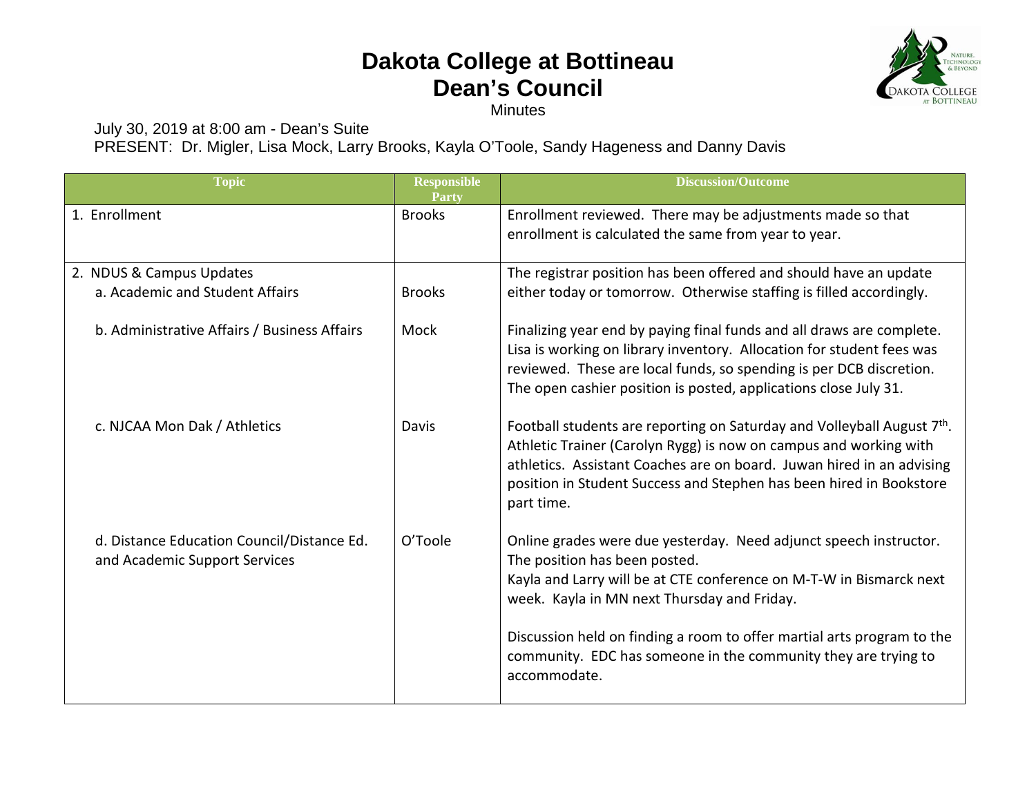# Dakota College at Bottineau
# Dean's Council

Minutes

July 30, 2019 at 8:00 am - Dean's Suite
PRESENT: Dr. Migler, Lisa Mock, Larry Brooks, Kayla O'Toole, Sandy Hageness and Danny Davis

| Topic | Responsible Party | Discussion/Outcome |
|---|---|---|
| 1. Enrollment | Brooks | Enrollment reviewed. There may be adjustments made so that enrollment is calculated the same from year to year. |
| 2. NDUS & Campus Updates<br>a. Academic and Student Affairs | Brooks | The registrar position has been offered and should have an update either today or tomorrow. Otherwise staffing is filled accordingly. |
| b. Administrative Affairs / Business Affairs | Mock | Finalizing year end by paying final funds and all draws are complete. Lisa is working on library inventory. Allocation for student fees was reviewed. These are local funds, so spending is per DCB discretion. The open cashier position is posted, applications close July 31. |
| c. NJCAA Mon Dak / Athletics | Davis | Football students are reporting on Saturday and Volleyball August 7th. Athletic Trainer (Carolyn Rygg) is now on campus and working with athletics. Assistant Coaches are on board. Juwan hired in an advising position in Student Success and Stephen has been hired in Bookstore part time. |
| d. Distance Education Council/Distance Ed. and Academic Support Services | O'Toole | Online grades were due yesterday. Need adjunct speech instructor. The position has been posted.<br>Kayla and Larry will be at CTE conference on M-T-W in Bismarck next week. Kayla in MN next Thursday and Friday.<br><br>Discussion held on finding a room to offer martial arts program to the community. EDC has someone in the community they are trying to accommodate. |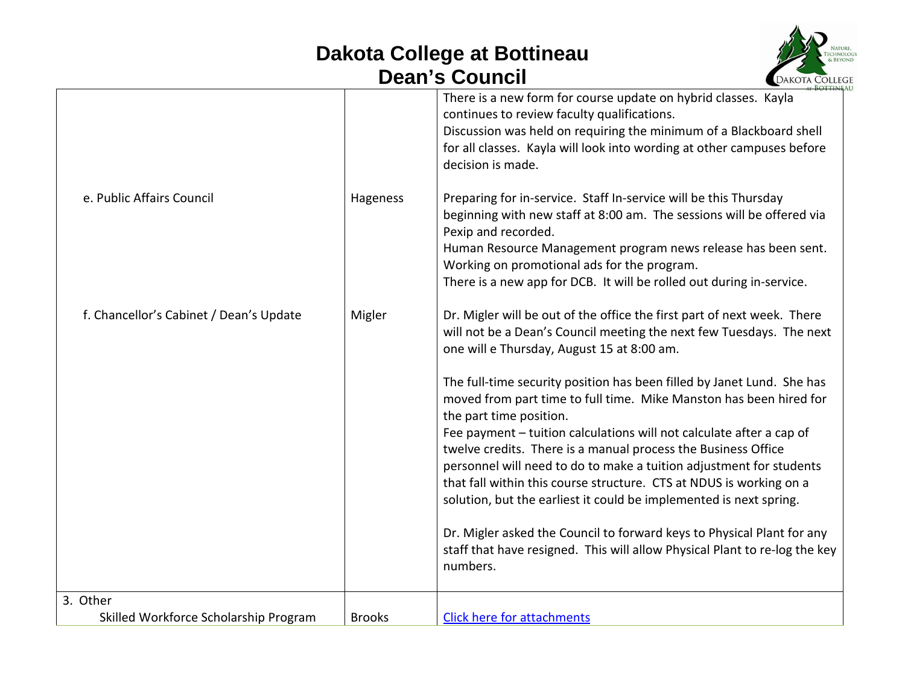# Dakota College at Bottineau
## Dean's Council

| | | |
|---|---|---|
| | | There is a new form for course update on hybrid classes. Kayla continues to review faculty qualifications.<br>Discussion was held on requiring the minimum of a Blackboard shell for all classes. Kayla will look into wording at other campuses before decision is made. |
| e. Public Affairs Council | Hageness | Preparing for in-service. Staff In-service will be this Thursday beginning with new staff at 8:00 am. The sessions will be offered via Pexip and recorded.<br>Human Resource Management program news release has been sent. Working on promotional ads for the program.<br>There is a new app for DCB. It will be rolled out during in-service. |
| f. Chancellor's Cabinet / Dean's Update | Migler | Dr. Migler will be out of the office the first part of next week. There will not be a Dean's Council meeting the next few Tuesdays. The next one will e Thursday, August 15 at 8:00 am.<br><br>The full-time security position has been filled by Janet Lund. She has moved from part time to full time. Mike Manston has been hired for the part time position.<br>Fee payment – tuition calculations will not calculate after a cap of twelve credits. There is a manual process the Business Office personnel will need to do to make a tuition adjustment for students that fall within this course structure. CTS at NDUS is working on a solution, but the earliest it could be implemented is next spring.<br><br>Dr. Migler asked the Council to forward keys to Physical Plant for any staff that have resigned. This will allow Physical Plant to re-log the key numbers. |
| 3. Other<br>Skilled Workforce Scholarship Program | Brooks | Click here for attachments |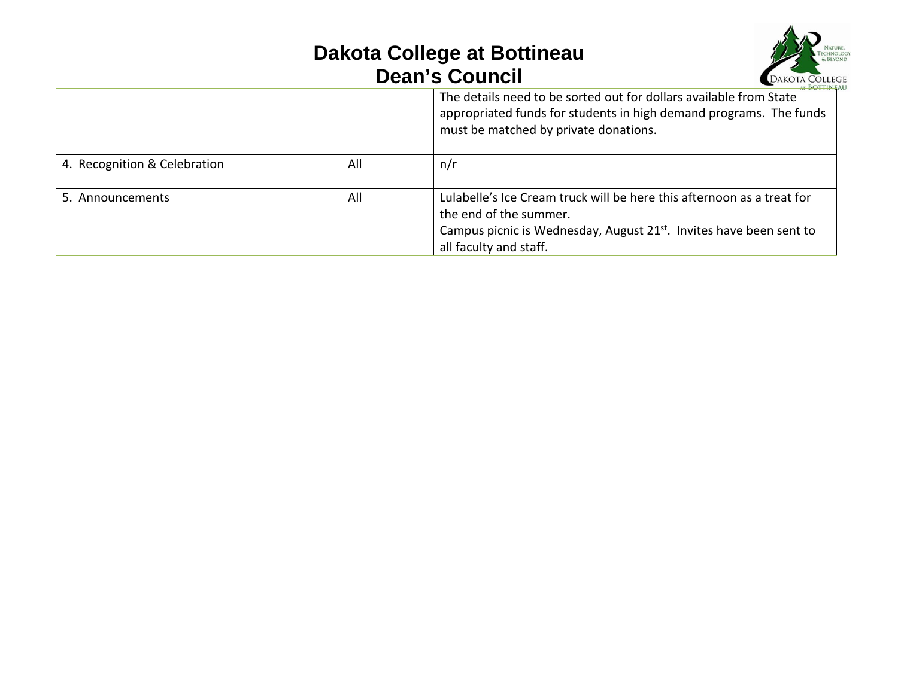| | | |
|---|---|---|
| | | The details need to be sorted out for dollars available from State appropriated funds for students in high demand programs. The funds must be matched by private donations. |
| 4. Recognition & Celebration | All | n/r |
| 5. Announcements | All | Lulabelle's Ice Cream truck will be here this afternoon as a treat for the end of the summer.<br>Campus picnic is Wednesday, August 21st. Invites have been sent to all faculty and staff. |